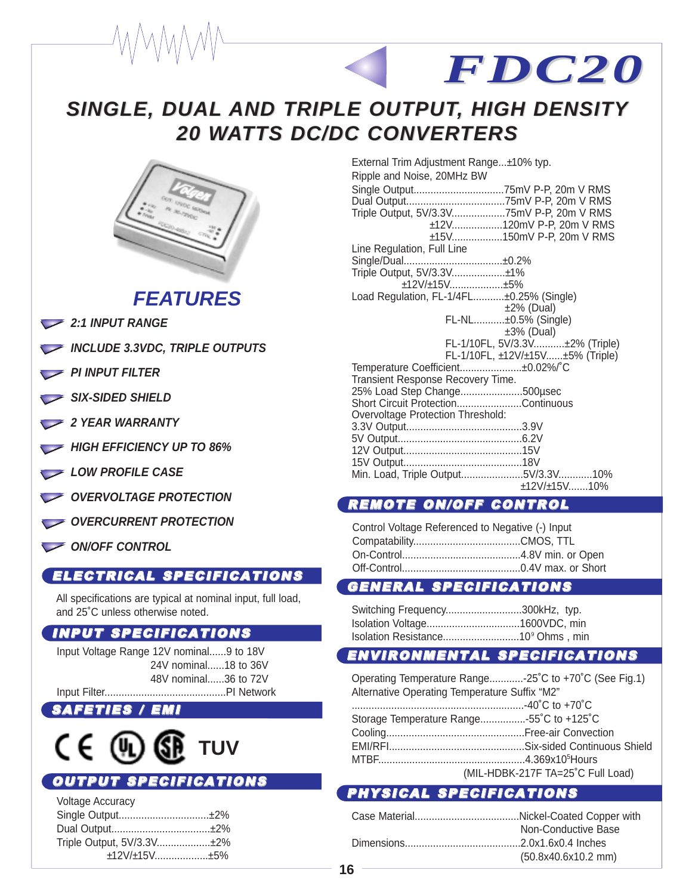# FDC20

## SINGLE, DUAL AND TRIPLE OUTPUT, HIGH DENSITY 20 WATTS DC/DC CONVERTERS

## FEATURES

- 2:1 INPUT RANGE
- INCLUDE 3.3VDC, TRIPLE OUTPUTS
- PI INPUT FILTER
- SIX-SIDED SHIELD
- 2 YEAR WARRANTY
- HIGH EFFICIENCY UP TO 86%
- LOW PROFILE CASE
- OVERVOLTAGE PROTECTION
- OVERCURRENT PROTECTION
- ON/OFF CONTROL

## ELECTRICAL SPECIFICATIONS

All specifications are typical at nominal input, full load, and 25˚C unless otherwise noted.

## INPUT SPECIFICATIONS

Input Voltage Range 12V nominal......9 to 18V
24V nominal......18 to 36V
48V nominal......36 to 72V
Input Filter...........................................PI Network

## SAFETIES / EMI

CE, UL, CSA, TUV

## OUTPUT SPECIFICATIONS

Voltage Accuracy
Single Output...............................±2%
Dual Output...................................±2%
Triple Output, 5V/3.3V...................±2%
±12V/±15V...................±5%

External Trim Adjustment Range...±10% typ.
Ripple and Noise, 20MHz BW
Single Output................................75mV P-P, 20m V RMS
Dual Output...................................75mV P-P, 20m V RMS
Triple Output, 5V/3.3V...................75mV P-P, 20m V RMS
±12V..................120mV P-P, 20m V RMS
±15V..................150mV P-P, 20m V RMS
Line Regulation, Full Line
Single/Dual...................................±0.2%
Triple Output, 5V/3.3V...................±1%
±12V/±15V..................±5%
Load Regulation, FL-1/4FL...........±0.25% (Single)
±2% (Dual)
FL-NL...........±0.5% (Single)
±3% (Dual)
FL-1/10FL, 5V/3.3V...........±2% (Triple)
FL-1/10FL, ±12V/±15V......±5% (Triple)
Temperature Coefficient......................±0.02%/˚C
Transient Response Recovery Time.
25% Load Step Change......................500µsec
Short Circuit Protection.......................Continuous
Overvoltage Protection Threshold:
3.3V Output.........................................3.9V
5V Output............................................6.2V
12V Output..........................................15V
15V Output..........................................18V
Min. Load, Triple Output......................5V/3.3V............10%
±12V/±15V.......10%

## REMOTE ON/OFF CONTROL

Control Voltage Referenced to Negative (-) Input
Compatability.....................................CMOS, TTL
On-Control..........................................4.8V min. or Open
Off-Control..........................................0.4V max. or Short

## GENERAL SPECIFICATIONS

Switching Frequency...........................300kHz, typ.
Isolation Voltage.................................1600VDC, min
Isolation Resistance...........................$10^9$ Ohms , min

## ENVIRONMENTAL SPECIFICATIONS

Operating Temperature Range............-25˚C to +70˚C (See Fig.1)
Alternative Operating Temperature Suffix "M2"
.............................................................-40˚C to +70˚C
Storage Temperature Range................-55˚C to +125˚C
Cooling.................................................Free-air Convection
EMI/RFI................................................Six-sided Continuous Shield
MTBF...................................................$4.369 \times 10^5$ Hours
(MIL-HDBK-217F TA=25˚C Full Load)

## PHYSICAL SPECIFICATIONS

Case Material.....................................Nickel-Coated Copper with
Non-Conductive Base
Dimensions.........................................2.0x1.6x0.4 Inches
(50.8x40.6x10.2 mm)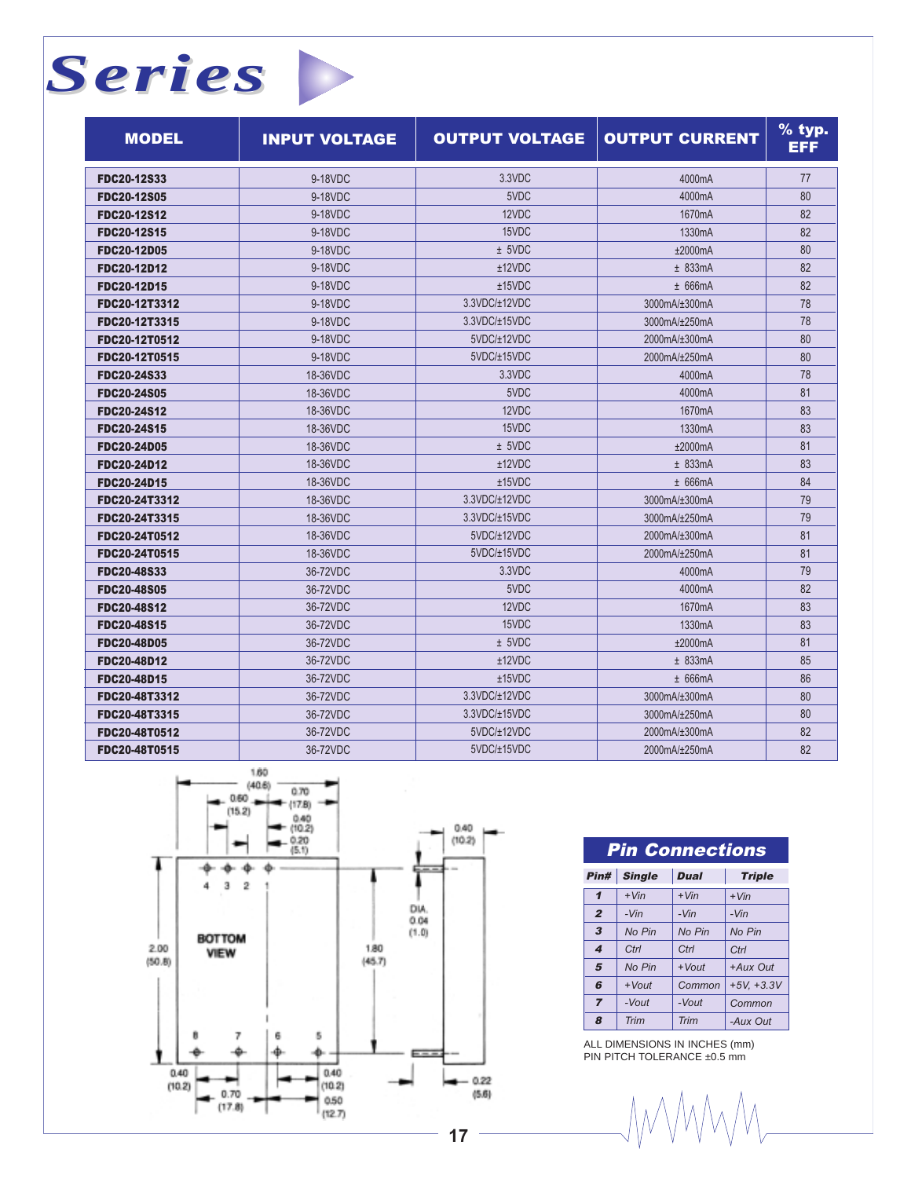# Series

| MODEL | INPUT VOLTAGE | OUTPUT VOLTAGE | OUTPUT CURRENT | % typ. EFF |
|---|---|---|---|---|
| FDC20-12S33 | 9-18VDC | 3.3VDC | 4000mA | 77 |
| FDC20-12S05 | 9-18VDC | 5VDC | 4000mA | 80 |
| FDC20-12S12 | 9-18VDC | 12VDC | 1670mA | 82 |
| FDC20-12S15 | 9-18VDC | 15VDC | 1330mA | 82 |
| FDC20-12D05 | 9-18VDC | ± 5VDC | ±2000mA | 80 |
| FDC20-12D12 | 9-18VDC | ±12VDC | ± 833mA | 82 |
| FDC20-12D15 | 9-18VDC | ±15VDC | ± 666mA | 82 |
| FDC20-12T3312 | 9-18VDC | 3.3VDC/±12VDC | 3000mA/±300mA | 78 |
| FDC20-12T3315 | 9-18VDC | 3.3VDC/±15VDC | 3000mA/±250mA | 78 |
| FDC20-12T0512 | 9-18VDC | 5VDC/±12VDC | 2000mA/±300mA | 80 |
| FDC20-12T0515 | 9-18VDC | 5VDC/±15VDC | 2000mA/±250mA | 80 |
| FDC20-24S33 | 18-36VDC | 3.3VDC | 4000mA | 78 |
| FDC20-24S05 | 18-36VDC | 5VDC | 4000mA | 81 |
| FDC20-24S12 | 18-36VDC | 12VDC | 1670mA | 83 |
| FDC20-24S15 | 18-36VDC | 15VDC | 1330mA | 83 |
| FDC20-24D05 | 18-36VDC | ± 5VDC | ±2000mA | 81 |
| FDC20-24D12 | 18-36VDC | ±12VDC | ± 833mA | 83 |
| FDC20-24D15 | 18-36VDC | ±15VDC | ± 666mA | 84 |
| FDC20-24T3312 | 18-36VDC | 3.3VDC/±12VDC | 3000mA/±300mA | 79 |
| FDC20-24T3315 | 18-36VDC | 3.3VDC/±15VDC | 3000mA/±250mA | 79 |
| FDC20-24T0512 | 18-36VDC | 5VDC/±12VDC | 2000mA/±300mA | 81 |
| FDC20-24T0515 | 18-36VDC | 5VDC/±15VDC | 2000mA/±250mA | 81 |
| FDC20-48S33 | 36-72VDC | 3.3VDC | 4000mA | 79 |
| FDC20-48S05 | 36-72VDC | 5VDC | 4000mA | 82 |
| FDC20-48S12 | 36-72VDC | 12VDC | 1670mA | 83 |
| FDC20-48S15 | 36-72VDC | 15VDC | 1330mA | 83 |
| FDC20-48D05 | 36-72VDC | ± 5VDC | ±2000mA | 81 |
| FDC20-48D12 | 36-72VDC | ±12VDC | ± 833mA | 85 |
| FDC20-48D15 | 36-72VDC | ±15VDC | ± 666mA | 86 |
| FDC20-48T3312 | 36-72VDC | 3.3VDC/±12VDC | 3000mA/±300mA | 80 |
| FDC20-48T3315 | 36-72VDC | 3.3VDC/±15VDC | 3000mA/±250mA | 80 |
| FDC20-48T0512 | 36-72VDC | 5VDC/±12VDC | 2000mA/±300mA | 82 |
| FDC20-48T0515 | 36-72VDC | 5VDC/±15VDC | 2000mA/±250mA | 82 |

1.60 (40.6)
0.60 (15.2)
0.70 (17.8)
0.40 (10.2)
0.20 (5.1)
0.40 (10.2)
4 3 2 1
BOTTOM VIEW
2.00 (50.8)
1.80 (45.7)
DIA. 0.04 (1.0)
8 7 6 5
0.40 (10.2)
0.70 (17.8)
0.40 (10.2)
0.50 (12.7)
0.22 (5.6)

## Pin Connections

| Pin# | Single | Dual | Triple |
|---|---|---|---|
| 1 | +Vin | +Vin | +Vin |
| 2 | -Vin | -Vin | -Vin |
| 3 | No Pin | No Pin | No Pin |
| 4 | Ctrl | Ctrl | Ctrl |
| 5 | No Pin | +Vout | +Aux Out |
| 6 | +Vout | Common | +5V, +3.3V |
| 7 | -Vout | -Vout | Common |
| 8 | Trim | Trim | -Aux Out |

ALL DIMENSIONS IN INCHES (mm)
PIN PITCH TOLERANCE ±0.5 mm